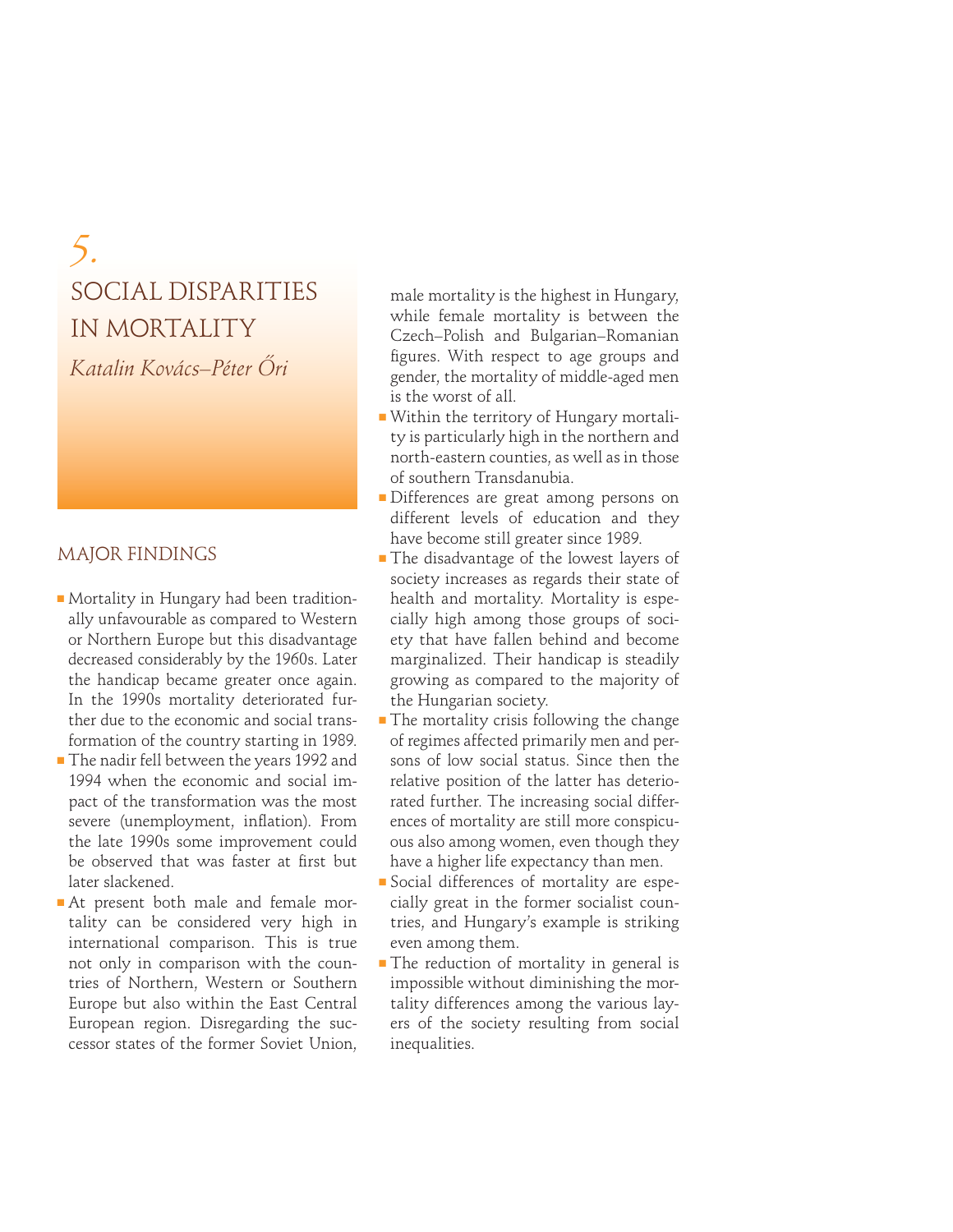# 5. SOCIAL DISPARITIES IN MORTALITY

*Katalin Kovács–Péter Őri*

## MAJOR FINDINGS

- Mortality in Hungary had been traditionally unfavourable as compared to Western or Northern Europe but this disadvantage decreased considerably by the 1960s. Later the handicap became greater once again. In the 1990s mortality deteriorated further due to the economic and social transformation of the country starting in 1989.
- The nadir fell between the years 1992 and 1994 when the economic and social impact of the transformation was the most severe (unemployment, inflation). From the late 1990s some improvement could be observed that was faster at first but later slackened.
- At present both male and female mortality can be considered very high in international comparison. This is true not only in comparison with the countries of Northern, Western or Southern Europe but also within the East Central European region. Disregarding the successor states of the former Soviet Union, male mortality is the highest in Hungary, while female mortality is between the Czech–Polish and Bulgarian–Romanian figures. With respect to age groups and gender, the mortality of middle-aged men is the worst of all.
- Within the territory of Hungary mortality is particularly high in the northern and north-eastern counties, as well as in those of southern Transdanubia.
- Differences are great among persons on different levels of education and they have become still greater since 1989.
- The disadvantage of the lowest layers of society increases as regards their state of health and mortality. Mortality is especially high among those groups of society that have fallen behind and become marginalized. Their handicap is steadily growing as compared to the majority of the Hungarian society.
- The mortality crisis following the change of regimes affected primarily men and persons of low social status. Since then the relative position of the latter has deteriorated further. The increasing social differences of mortality are still more conspicuous also among women, even though they have a higher life expectancy than men.
- Social differences of mortality are especially great in the former socialist countries, and Hungary's example is striking even among them.
- The reduction of mortality in general is impossible without diminishing the mortality differences among the various layers of the society resulting from social inequalities.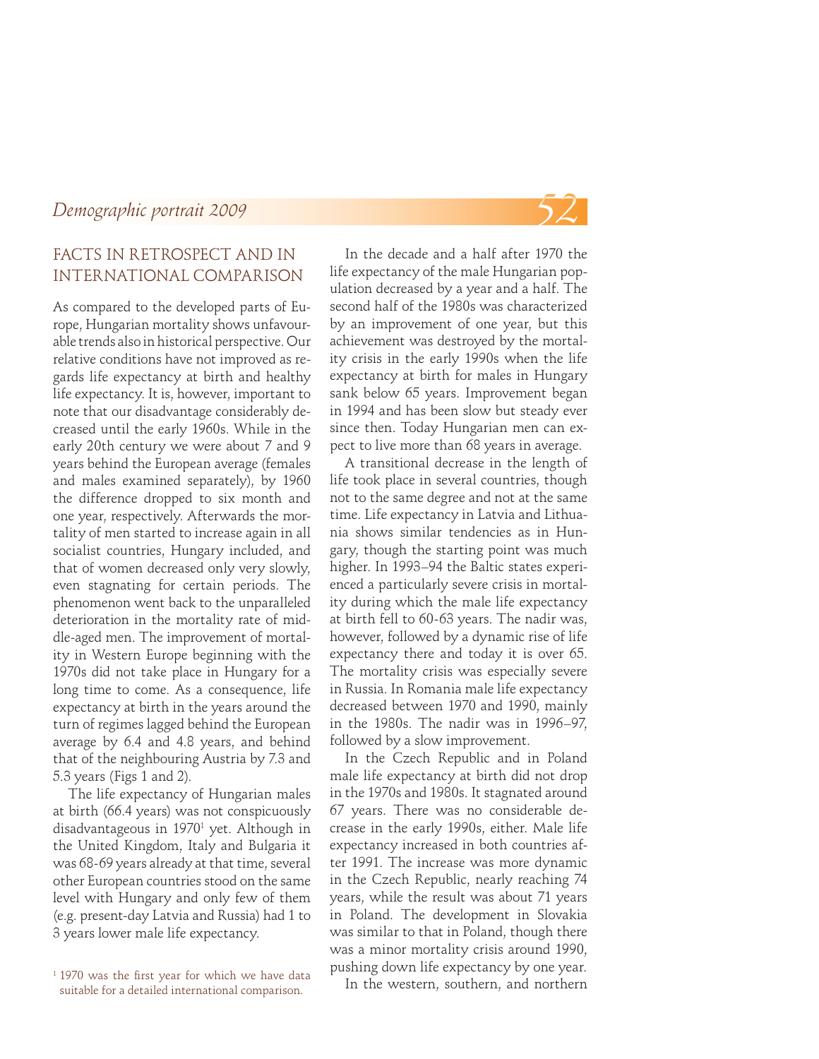## FACTS IN RETROSPECT AND IN INTERNATIONAL COMPARISON

As compared to the developed parts of Europe, Hungarian mortality shows unfavourable trends also in historical perspective. Our relative conditions have not improved as regards life expectancy at birth and healthy life expectancy. It is, however, important to note that our disadvantage considerably decreased until the early 1960s. While in the early 20th century we were about 7 and 9 years behind the European average (females and males examined separately), by 1960 the difference dropped to six month and one year, respectively. Afterwards the mortality of men started to increase again in all socialist countries, Hungary included, and that of women decreased only very slowly, even stagnating for certain periods. The phenomenon went back to the unparalleled deterioration in the mortality rate of middle-aged men. The improvement of mortality in Western Europe beginning with the 1970s did not take place in Hungary for a long time to come. As a consequence, life expectancy at birth in the years around the turn of regimes lagged behind the European average by 6.4 and 4.8 years, and behind that of the neighbouring Austria by 7.3 and 5.3 years (Figs 1 and 2).

The life expectancy of Hungarian males at birth (66.4 years) was not conspicuously disadvantageous in 1970[1] yet. Although in the United Kingdom, Italy and Bulgaria it was 68-69 years already at that time, several other European countries stood on the same level with Hungary and only few of them (e.g. present-day Latvia and Russia) had 1 to 3 years lower male life expectancy.

In the decade and a half after 1970 the life expectancy of the male Hungarian population decreased by a year and a half. The second half of the 1980s was characterized by an improvement of one year, but this achievement was destroyed by the mortality crisis in the early 1990s when the life expectancy at birth for males in Hungary sank below 65 years. Improvement began in 1994 and has been slow but steady ever since then. Today Hungarian men can expect to live more than 68 years in average.

A transitional decrease in the length of life took place in several countries, though not to the same degree and not at the same time. Life expectancy in Latvia and Lithuania shows similar tendencies as in Hungary, though the starting point was much higher. In 1993–94 the Baltic states experienced a particularly severe crisis in mortality during which the male life expectancy at birth fell to 60-63 years. The nadir was, however, followed by a dynamic rise of life expectancy there and today it is over 65. The mortality crisis was especially severe in Russia. In Romania male life expectancy decreased between 1970 and 1990, mainly in the 1980s. The nadir was in 1996–97, followed by a slow improvement.

In the Czech Republic and in Poland male life expectancy at birth did not drop in the 1970s and 1980s. It stagnated around 67 years. There was no considerable decrease in the early 1990s, either. Male life expectancy increased in both countries after 1991. The increase was more dynamic in the Czech Republic, nearly reaching 74 years, while the result was about 71 years in Poland. The development in Slovakia was similar to that in Poland, though there was a minor mortality crisis around 1990, pushing down life expectancy by one year.

In the western, southern, and northern

[1] 1970 was the first year for which we have data suitable for a detailed international comparison.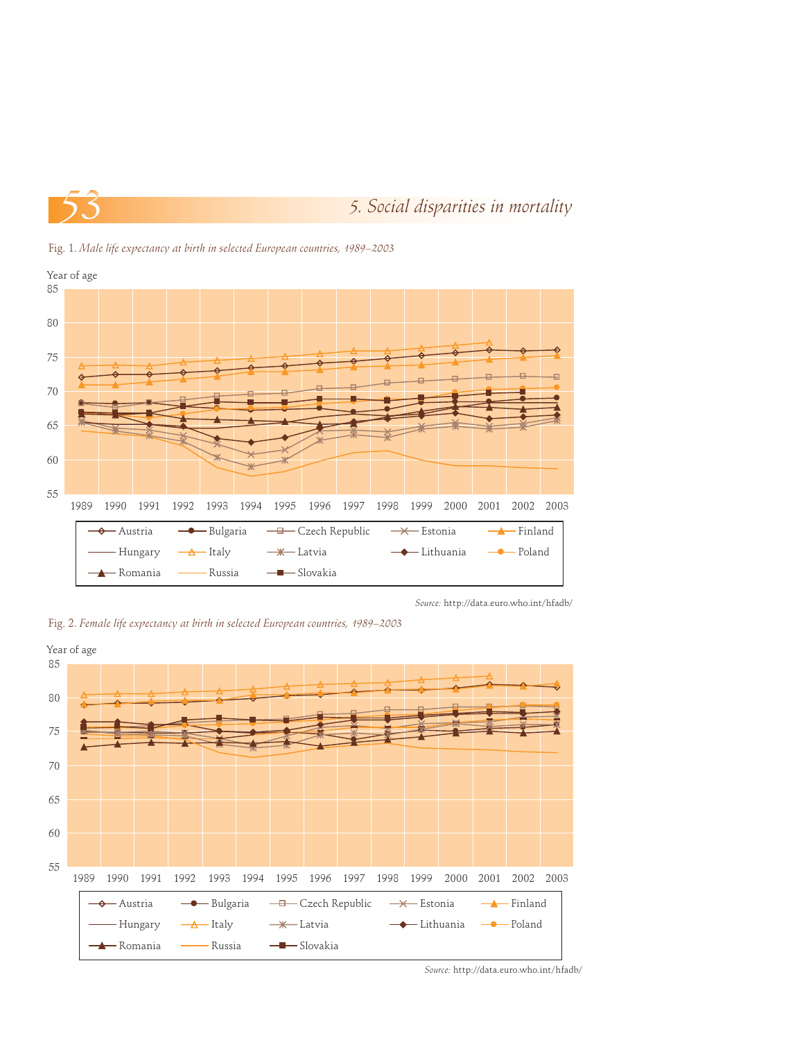## 5. Social disparities in mortality

Fig. 1. *Male life expectancy at birth in selected European countries, 1989–2003*

Year of age

Austria, Bulgaria, Czech Republic, Estonia, Finland, Hungary, Italy, Latvia, Lithuania, Poland, Romania, Russia, Slovakia

*Source:* http://data.euro.who.int/hfadb/

Fig. 2. *Female life expectancy at birth in selected European countries, 1989–2003*

Year of age

Austria, Bulgaria, Czech Republic, Estonia, Finland, Hungary, Italy, Latvia, Lithuania, Poland, Romania, Russia, Slovakia

*Source:* http://data.euro.who.int/hfadb/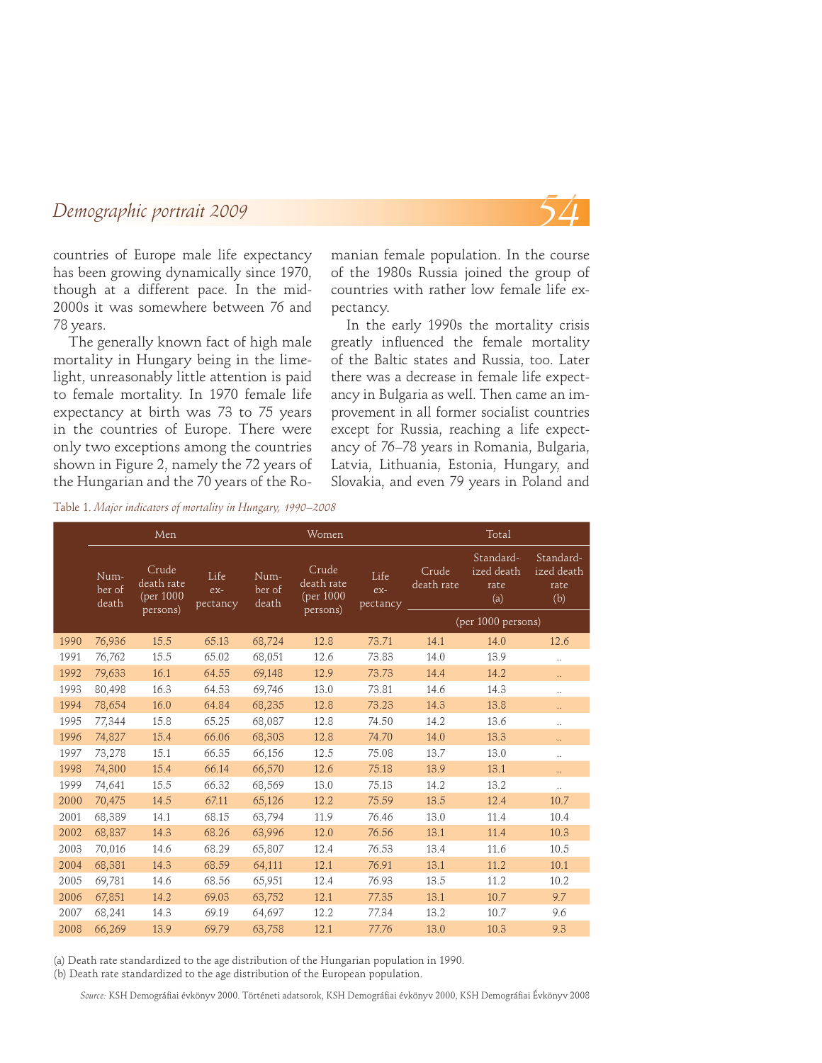countries of Europe male life expectancy has been growing dynamically since 1970, though at a different pace. In the mid-2000s it was somewhere between 76 and 78 years.

The generally known fact of high male mortality in Hungary being in the limelight, unreasonably little attention is paid to female mortality. In 1970 female life expectancy at birth was 73 to 75 years in the countries of Europe. There were only two exceptions among the countries shown in Figure 2, namely the 72 years of the Hungarian and the 70 years of the Romanian female population. In the course of the 1980s Russia joined the group of countries with rather low female life expectancy.

In the early 1990s the mortality crisis greatly influenced the female mortality of the Baltic states and Russia, too. Later there was a decrease in female life expectancy in Bulgaria as well. Then came an improvement in all former socialist countries except for Russia, reaching a life expectancy of 76–78 years in Romania, Bulgaria, Latvia, Lithuania, Estonia, Hungary, and Slovakia, and even 79 years in Poland and

Table 1. *Major indicators of mortality in Hungary, 1990–2008*

| | Men | | | Women | | | Total | | |
|---|---|---|---|---|---|---|---|---|---|
| | Number of death | Crude death rate (per 1000 persons) | Life expectancy | Number of death | Crude death rate (per 1000 persons) | Life expectancy | Crude death rate | Standardized death rate (a) | Standardized death rate (b) |
| | | | | | | | (per 1000 persons) | | |
| 1990 | 76,936 | 15.5 | 65.13 | 68,724 | 12.8 | 73.71 | 14.1 | 14.0 | 12.6 |
| 1991 | 76,762 | 15.5 | 65.02 | 68,051 | 12.6 | 73.83 | 14.0 | 13.9 | .. |
| 1992 | 79,633 | 16.1 | 64.55 | 69,148 | 12.9 | 73.73 | 14.4 | 14.2 | .. |
| 1993 | 80,498 | 16.3 | 64.53 | 69,746 | 13.0 | 73.81 | 14.6 | 14.3 | .. |
| 1994 | 78,654 | 16.0 | 64.84 | 68,235 | 12.8 | 73.23 | 14.3 | 13.8 | .. |
| 1995 | 77,344 | 15.8 | 65.25 | 68,087 | 12.8 | 74.50 | 14.2 | 13.6 | .. |
| 1996 | 74,827 | 15.4 | 66.06 | 68,303 | 12.8 | 74.70 | 14.0 | 13.3 | .. |
| 1997 | 73,278 | 15.1 | 66.35 | 66,156 | 12.5 | 75.08 | 13.7 | 13.0 | .. |
| 1998 | 74,300 | 15.4 | 66.14 | 66,570 | 12.6 | 75.18 | 13.9 | 13.1 | .. |
| 1999 | 74,641 | 15.5 | 66.32 | 68,569 | 13.0 | 75.13 | 14.2 | 13.2 | .. |
| 2000 | 70,475 | 14.5 | 67.11 | 65,126 | 12.2 | 75.59 | 13.5 | 12.4 | 10.7 |
| 2001 | 68,389 | 14.1 | 68.15 | 63,794 | 11.9 | 76.46 | 13.0 | 11.4 | 10.4 |
| 2002 | 68,837 | 14.3 | 68.26 | 63,996 | 12.0 | 76.56 | 13.1 | 11.4 | 10.3 |
| 2003 | 70,016 | 14.6 | 68.29 | 65,807 | 12.4 | 76.53 | 13.4 | 11.6 | 10.5 |
| 2004 | 68,381 | 14.3 | 68.59 | 64,111 | 12.1 | 76.91 | 13.1 | 11.2 | 10.1 |
| 2005 | 69,781 | 14.6 | 68.56 | 65,951 | 12.4 | 76.93 | 13.5 | 11.2 | 10.2 |
| 2006 | 67,851 | 14.2 | 69.03 | 63,752 | 12.1 | 77.35 | 13.1 | 10.7 | 9.7 |
| 2007 | 68,241 | 14.3 | 69.19 | 64,697 | 12.2 | 77.34 | 13.2 | 10.7 | 9.6 |
| 2008 | 66,269 | 13.9 | 69.79 | 63,758 | 12.1 | 77.76 | 13.0 | 10.3 | 9.3 |

(a) Death rate standardized to the age distribution of the Hungarian population in 1990.
(b) Death rate standardized to the age distribution of the European population.

*Source:* KSH Demográfiai évkönyv 2000. Történeti adatsorok, KSH Demográfiai évkönyv 2000, KSH Demográfiai Évkönyv 2008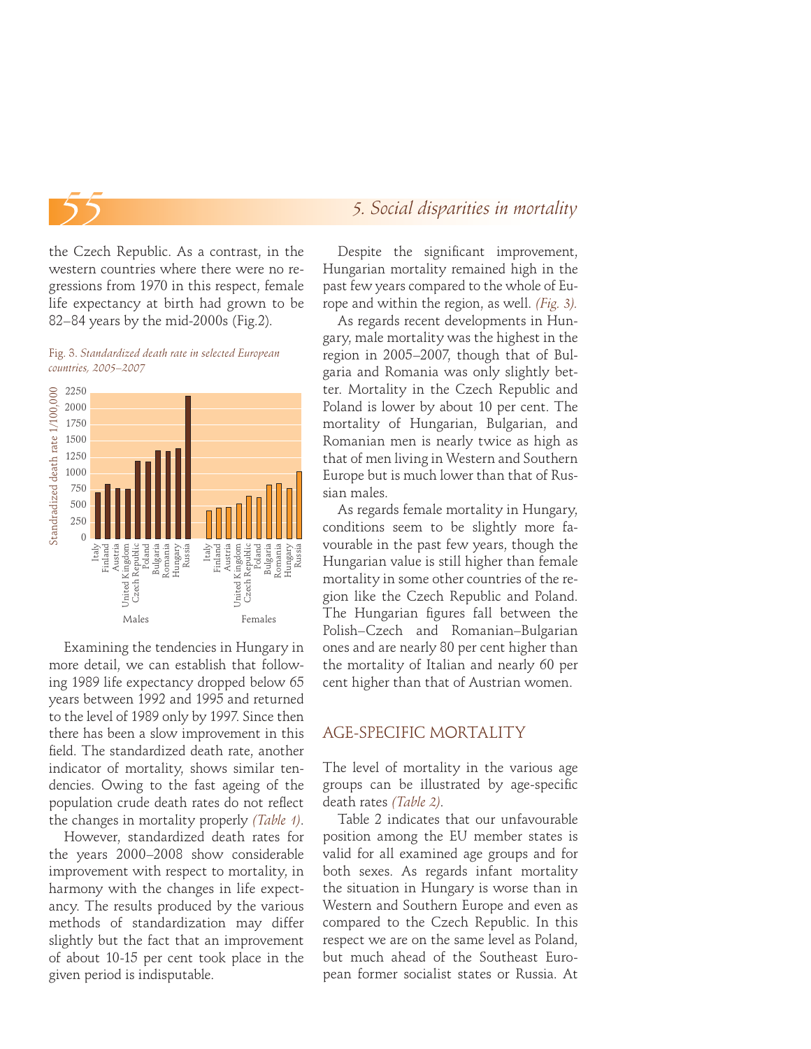the Czech Republic. As a contrast, in the western countries where there were no regressions from 1970 in this respect, female life expectancy at birth had grown to be 82–84 years by the mid-2000s (Fig.2).

Fig. 3. *Standardized death rate in selected European countries, 2005–2007*

Examining the tendencies in Hungary in more detail, we can establish that following 1989 life expectancy dropped below 65 years between 1992 and 1995 and returned to the level of 1989 only by 1997. Since then there has been a slow improvement in this field. The standardized death rate, another indicator of mortality, shows similar tendencies. Owing to the fast ageing of the population crude death rates do not reflect the changes in mortality properly *(Table 1)*.

However, standardized death rates for the years 2000–2008 show considerable improvement with respect to mortality, in harmony with the changes in life expectancy. The results produced by the various methods of standardization may differ slightly but the fact that an improvement of about 10-15 per cent took place in the given period is indisputable.

Despite the significant improvement, Hungarian mortality remained high in the past few years compared to the whole of Europe and within the region, as well. *(Fig. 3).*

As regards recent developments in Hungary, male mortality was the highest in the region in 2005–2007, though that of Bulgaria and Romania was only slightly better. Mortality in the Czech Republic and Poland is lower by about 10 per cent. The mortality of Hungarian, Bulgarian, and Romanian men is nearly twice as high as that of men living in Western and Southern Europe but is much lower than that of Russian males.

As regards female mortality in Hungary, conditions seem to be slightly more favourable in the past few years, though the Hungarian value is still higher than female mortality in some other countries of the region like the Czech Republic and Poland. The Hungarian figures fall between the Polish–Czech and Romanian–Bulgarian ones and are nearly 80 per cent higher than the mortality of Italian and nearly 60 per cent higher than that of Austrian women.

## AGE-SPECIFIC MORTALITY

The level of mortality in the various age groups can be illustrated by age-specific death rates *(Table 2)*.

Table 2 indicates that our unfavourable position among the EU member states is valid for all examined age groups and for both sexes. As regards infant mortality the situation in Hungary is worse than in Western and Southern Europe and even as compared to the Czech Republic. In this respect we are on the same level as Poland, but much ahead of the Southeast European former socialist states or Russia. At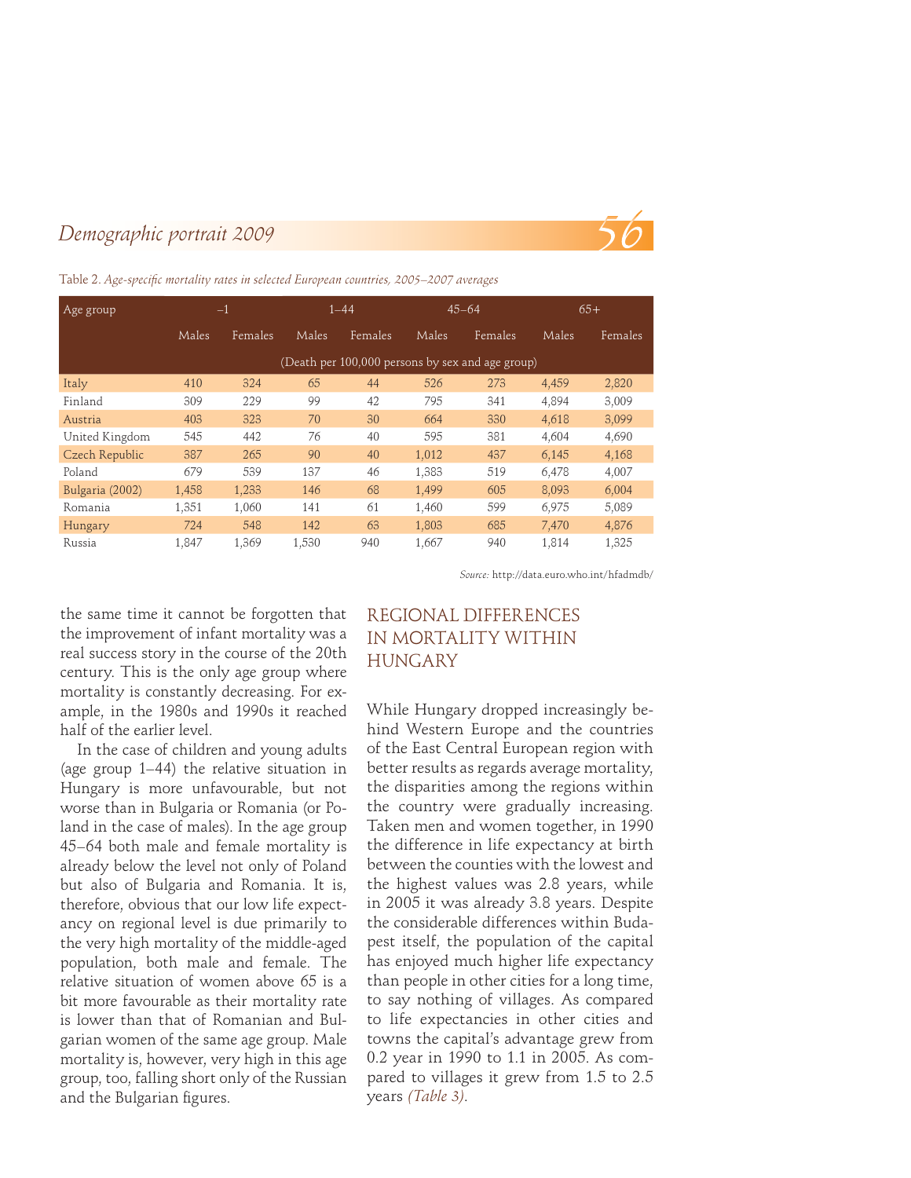Table 2. *Age-specific mortality rates in selected European countries, 2005–2007 averages*

| Age group | –1 | | 1–44 | | 45–64 | | 65+ | |
|---|---|---|---|---|---|---|---|---|
| | Males | Females | Males | Females | Males | Females | Males | Females |
| | (Death per 100,000 persons by sex and age group) | | | | | | | |
| Italy | 410 | 324 | 65 | 44 | 526 | 273 | 4,459 | 2,820 |
| Finland | 309 | 229 | 99 | 42 | 795 | 341 | 4,894 | 3,009 |
| Austria | 403 | 323 | 70 | 30 | 664 | 330 | 4,618 | 3,099 |
| United Kingdom | 545 | 442 | 76 | 40 | 595 | 381 | 4,604 | 4,690 |
| Czech Republic | 387 | 265 | 90 | 40 | 1,012 | 437 | 6,145 | 4,168 |
| Poland | 679 | 539 | 137 | 46 | 1,383 | 519 | 6,478 | 4,007 |
| Bulgaria (2002) | 1,458 | 1,233 | 146 | 68 | 1,499 | 605 | 8,093 | 6,004 |
| Romania | 1,351 | 1,060 | 141 | 61 | 1,460 | 599 | 6,975 | 5,089 |
| Hungary | 724 | 548 | 142 | 63 | 1,803 | 685 | 7,470 | 4,876 |
| Russia | 1,847 | 1,369 | 1,530 | 940 | 1,667 | 940 | 1,814 | 1,325 |

*Source:* http://data.euro.who.int/hfadmdb/

the same time it cannot be forgotten that the improvement of infant mortality was a real success story in the course of the 20th century. This is the only age group where mortality is constantly decreasing. For example, in the 1980s and 1990s it reached half of the earlier level.

In the case of children and young adults (age group 1–44) the relative situation in Hungary is more unfavourable, but not worse than in Bulgaria or Romania (or Poland in the case of males). In the age group 45–64 both male and female mortality is already below the level not only of Poland but also of Bulgaria and Romania. It is, therefore, obvious that our low life expectancy on regional level is due primarily to the very high mortality of the middle-aged population, both male and female. The relative situation of women above 65 is a bit more favourable as their mortality rate is lower than that of Romanian and Bulgarian women of the same age group. Male mortality is, however, very high in this age group, too, falling short only of the Russian and the Bulgarian figures.

## REGIONAL DIFFERENCES IN MORTALITY WITHIN HUNGARY

While Hungary dropped increasingly behind Western Europe and the countries of the East Central European region with better results as regards average mortality, the disparities among the regions within the country were gradually increasing. Taken men and women together, in 1990 the difference in life expectancy at birth between the counties with the lowest and the highest values was 2.8 years, while in 2005 it was already 3.8 years. Despite the considerable differences within Budapest itself, the population of the capital has enjoyed much higher life expectancy than people in other cities for a long time, to say nothing of villages. As compared to life expectancies in other cities and towns the capital's advantage grew from 0.2 year in 1990 to 1.1 in 2005. As compared to villages it grew from 1.5 to 2.5 years *(Table 3)*.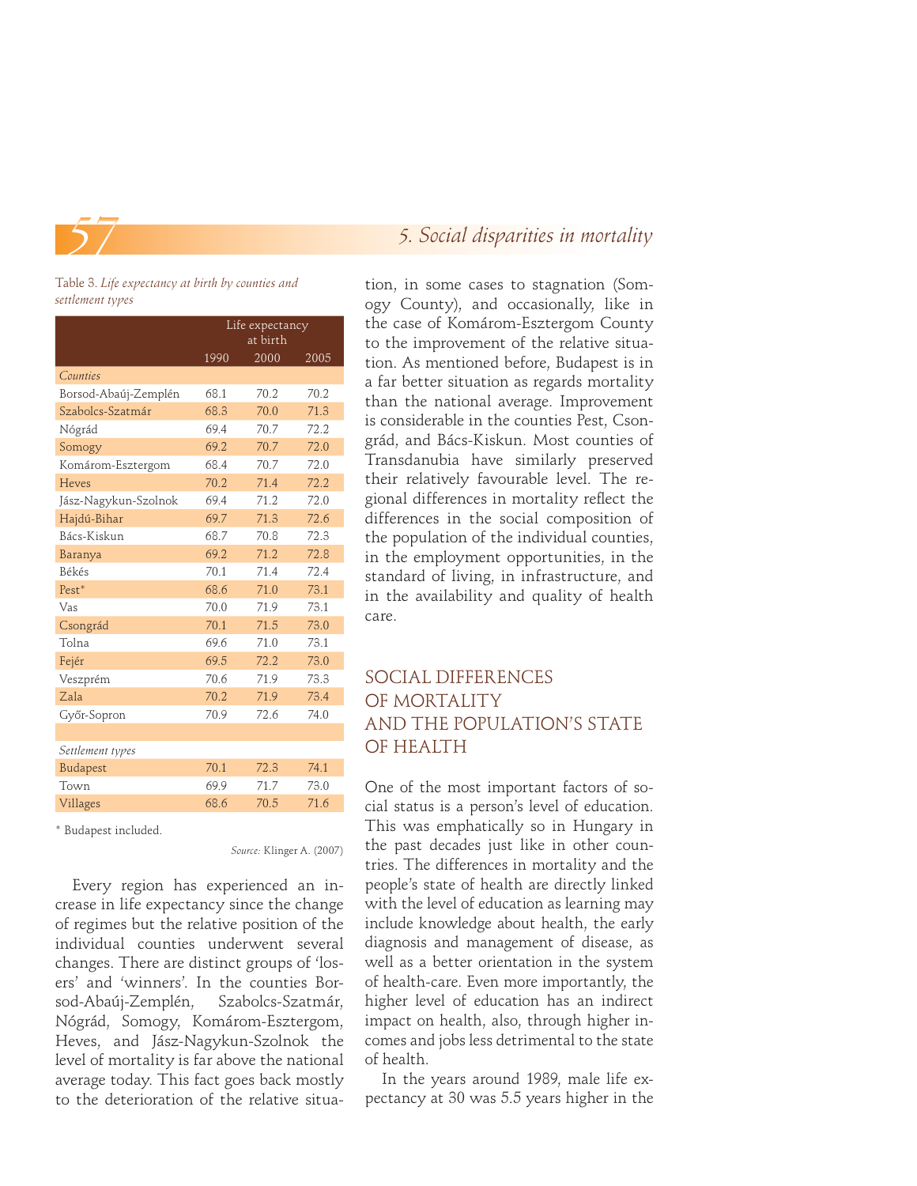Table 3. *Life expectancy at birth by counties and settlement types*

| | Life expectancy at birth | | |
|---|---|---|---|
| | 1990 | 2000 | 2005 |
| *Counties* | | | |
| Borsod-Abaúj-Zemplén | 68.1 | 70.2 | 70.2 |
| Szabolcs-Szatmár | 68.3 | 70.0 | 71.3 |
| Nógrád | 69.4 | 70.7 | 72.2 |
| Somogy | 69.2 | 70.7 | 72.0 |
| Komárom-Esztergom | 68.4 | 70.7 | 72.0 |
| Heves | 70.2 | 71.4 | 72.2 |
| Jász-Nagykun-Szolnok | 69.4 | 71.2 | 72.0 |
| Hajdú-Bihar | 69.7 | 71.3 | 72.6 |
| Bács-Kiskun | 68.7 | 70.8 | 72.3 |
| Baranya | 69.2 | 71.2 | 72.8 |
| Békés | 70.1 | 71.4 | 72.4 |
| Pest* | 68.6 | 71.0 | 73.1 |
| Vas | 70.0 | 71.9 | 73.1 |
| Csongrád | 70.1 | 71.5 | 73.0 |
| Tolna | 69.6 | 71.0 | 73.1 |
| Fejér | 69.5 | 72.2 | 73.0 |
| Veszprém | 70.6 | 71.9 | 73.3 |
| Zala | 70.2 | 71.9 | 73.4 |
| Győr-Sopron | 70.9 | 72.6 | 74.0 |
| *Settlement types* | | | |
| Budapest | 70.1 | 72.3 | 74.1 |
| Town | 69.9 | 71.7 | 73.0 |
| Villages | 68.6 | 70.5 | 71.6 |

* Budapest included.

*Source:* Klinger A. (2007)

Every region has experienced an increase in life expectancy since the change of regimes but the relative position of the individual counties underwent several changes. There are distinct groups of 'losers' and 'winners'. In the counties Borsod-Abaúj-Zemplén, Szabolcs-Szatmár, Nógrád, Somogy, Komárom-Esztergom, Heves, and Jász-Nagykun-Szolnok the level of mortality is far above the national average today. This fact goes back mostly to the deterioration of the relative situation, in some cases to stagnation (Somogy County), and occasionally, like in the case of Komárom-Esztergom County to the improvement of the relative situation. As mentioned before, Budapest is in a far better situation as regards mortality than the national average. Improvement is considerable in the counties Pest, Csongrád, and Bács-Kiskun. Most counties of Transdanubia have similarly preserved their relatively favourable level. The regional differences in mortality reflect the differences in the social composition of the population of the individual counties, in the employment opportunities, in the standard of living, in infrastructure, and in the availability and quality of health care.

## SOCIAL DIFFERENCES OF MORTALITY AND THE POPULATION'S STATE OF HEALTH

One of the most important factors of social status is a person's level of education. This was emphatically so in Hungary in the past decades just like in other countries. The differences in mortality and the people's state of health are directly linked with the level of education as learning may include knowledge about health, the early diagnosis and management of disease, as well as a better orientation in the system of health-care. Even more importantly, the higher level of education has an indirect impact on health, also, through higher incomes and jobs less detrimental to the state of health.

In the years around 1989, male life expectancy at 30 was 5.5 years higher in the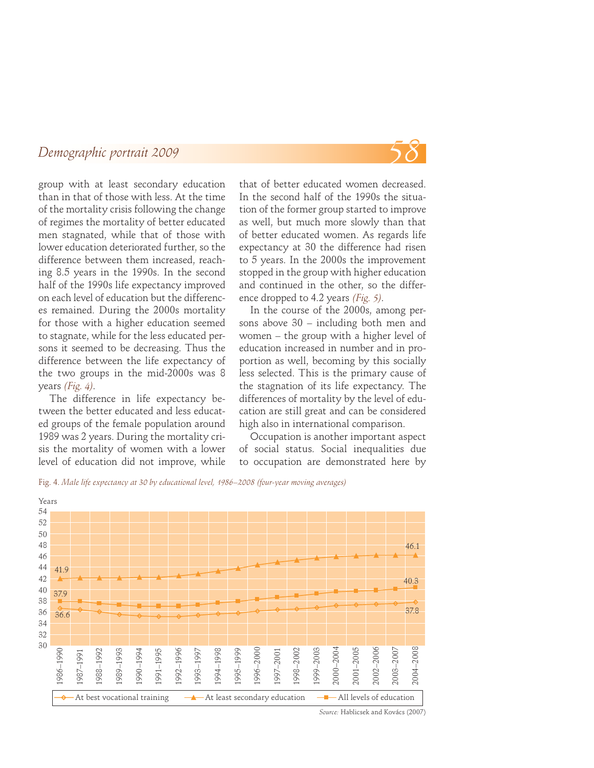group with at least secondary education than in that of those with less. At the time of the mortality crisis following the change of regimes the mortality of better educated men stagnated, while that of those with lower education deteriorated further, so the difference between them increased, reaching 8.5 years in the 1990s. In the second half of the 1990s life expectancy improved on each level of education but the differences remained. During the 2000s mortality for those with a higher education seemed to stagnate, while for the less educated persons it seemed to be decreasing. Thus the difference between the life expectancy of the two groups in the mid-2000s was 8 years *(Fig. 4)*.

The difference in life expectancy between the better educated and less educated groups of the female population around 1989 was 2 years. During the mortality crisis the mortality of women with a lower level of education did not improve, while that of better educated women decreased. In the second half of the 1990s the situation of the former group started to improve as well, but much more slowly than that of better educated women. As regards life expectancy at 30 the difference had risen to 5 years. In the 2000s the improvement stopped in the group with higher education and continued in the other, so the difference dropped to 4.2 years *(Fig. 5)*.

In the course of the 2000s, among persons above 30 – including both men and women – the group with a higher level of education increased in number and in proportion as well, becoming by this socially less selected. This is the primary cause of the stagnation of its life expectancy. The differences of mortality by the level of education are still great and can be considered high also in international comparison.

Occupation is another important aspect of social status. Social inequalities due to occupation are demonstrated here by

Fig. 4. *Male life expectancy at 30 by educational level, 1986–2008 (four-year moving averages)*

Years

Labelled values: At best vocational training: 36.6 (1986–1990), 37.8 (2004–2008); At least secondary education: 41.9 (1986–1990), 46.1 (2004–2008); All levels of education: 37.9 (1986–1990), 40.3 (2004–2008).

Legend: At best vocational training; At least secondary education; All levels of education

*Source:* Hablicsek and Kovács (2007)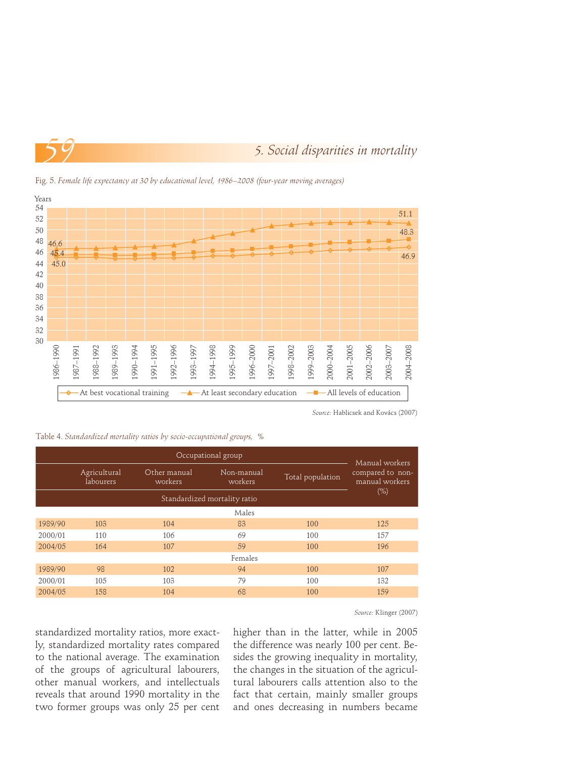Fig. 5. *Female life expectancy at 30 by educational level, 1986–2008 (four-year moving averages)*

*Source:* Hablicsek and Kovács (2007)

Table 4. *Standardized mortality ratios by socio-occupational groups, %*

| | Occupational group | | | | Manual workers compared to non-manual workers (%) |
|---|---|---|---|---|---|
| | Agricultural labourers | Other manual workers | Non-manual workers | Total population | |
| | Standardized mortality ratio | | | | |
| | Males | | | | |
| 1989/90 | 103 | 104 | 83 | 100 | 125 |
| 2000/01 | 110 | 106 | 69 | 100 | 157 |
| 2004/05 | 164 | 107 | 59 | 100 | 196 |
| | Females | | | | |
| 1989/90 | 98 | 102 | 94 | 100 | 107 |
| 2000/01 | 105 | 103 | 79 | 100 | 132 |
| 2004/05 | 158 | 104 | 68 | 100 | 159 |

*Source:* Klinger (2007)

standardized mortality ratios, more exactly, standardized mortality rates compared to the national average. The examination of the groups of agricultural labourers, other manual workers, and intellectuals reveals that around 1990 mortality in the two former groups was only 25 per cent higher than in the latter, while in 2005 the difference was nearly 100 per cent. Besides the growing inequality in mortality, the changes in the situation of the agricultural labourers calls attention also to the fact that certain, mainly smaller groups and ones decreasing in numbers became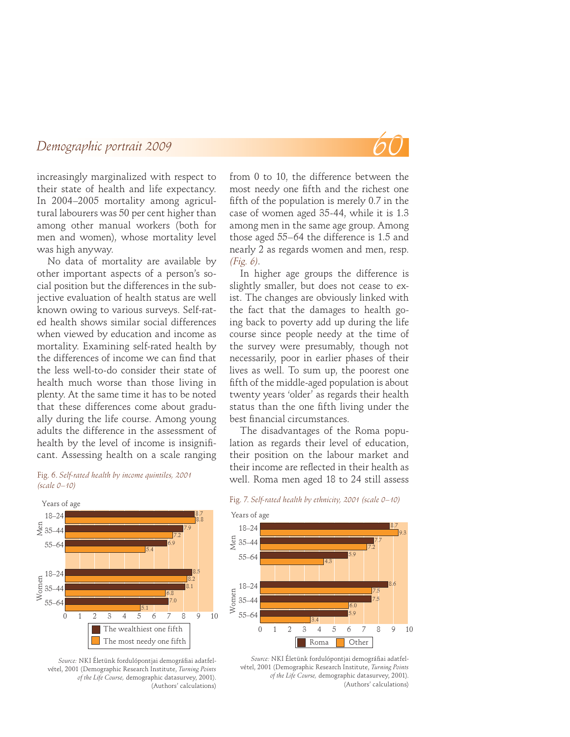increasingly marginalized with respect to their state of health and life expectancy. In 2004–2005 mortality among agricultural labourers was 50 per cent higher than among other manual workers (both for men and women), whose mortality level was high anyway.

No data of mortality are available by other important aspects of a person's social position but the differences in the subjective evaluation of health status are well known owing to various surveys. Self-rated health shows similar social differences when viewed by education and income as mortality. Examining self-rated health by the differences of income we can find that the less well-to-do consider their state of health much worse than those living in plenty. At the same time it has to be noted that these differences come about gradually during the life course. Among young adults the difference in the assessment of health by the level of income is insignificant. Assessing health on a scale ranging from 0 to 10, the difference between the most needy one fifth and the richest one fifth of the population is merely 0.7 in the case of women aged 35-44, while it is 1.3 among men in the same age group. Among those aged 55–64 the difference is 1.5 and nearly 2 as regards women and men, resp. *(Fig. 6)*.

In higher age groups the difference is slightly smaller, but does not cease to exist. The changes are obviously linked with the fact that the damages to health going back to poverty add up during the life course since people needy at the time of the survey were presumably, though not necessarily, poor in earlier phases of their lives as well. To sum up, the poorest one fifth of the middle-aged population is about twenty years 'older' as regards their health status than the one fifth living under the best financial circumstances.

The disadvantages of the Roma population as regards their level of education, their position on the labour market and their income are reflected in their health as well. Roma men aged 18 to 24 still assess

Fig. 6. *Self-rated health by income quintiles, 2001 (scale 0–10)*

| | Years of age | The wealthiest one fifth | The most needy one fifth |
|---|---|---|---|
| Men | 18–24 | 8.7 | 8.8 |
| | 35–44 | 7.9 | 7.2 |
| | 55–64 | 6.9 | 5.4 |
| Women | 18–24 | 8.5 | 8.2 |
| | 35–44 | 8.1 | 6.8 |
| | 55–64 | 7.0 | 5.1 |

*Source:* NKI Életünk fordulópontjai demográfiai adatfelvétel, 2001 (Demographic Research Institute, *Turning Points of the Life Course,* demographic datasurvey, 2001). (Authors' calculations)

Fig. 7. *Self-rated health by ethnicity, 2001 (scale 0–10)*

| | Years of age | Roma | Other |
|---|---|---|---|
| Men | 18–24 | 8.7 | 9.3 |
| | 35–44 | 7.7 | 7.2 |
| | 55–64 | 5.9 | 4.3 |
| Women | 18–24 | 8.6 | 7.5 |
| | 35–44 | 7.5 | 6.0 |
| | 55–64 | 5.9 | 3.4 |

*Source:* NKI Életünk fordulópontjai demográfiai adatfelvétel, 2001 (Demographic Research Institute, *Turning Points of the Life Course,* demographic datasurvey, 2001). (Authors' calculations)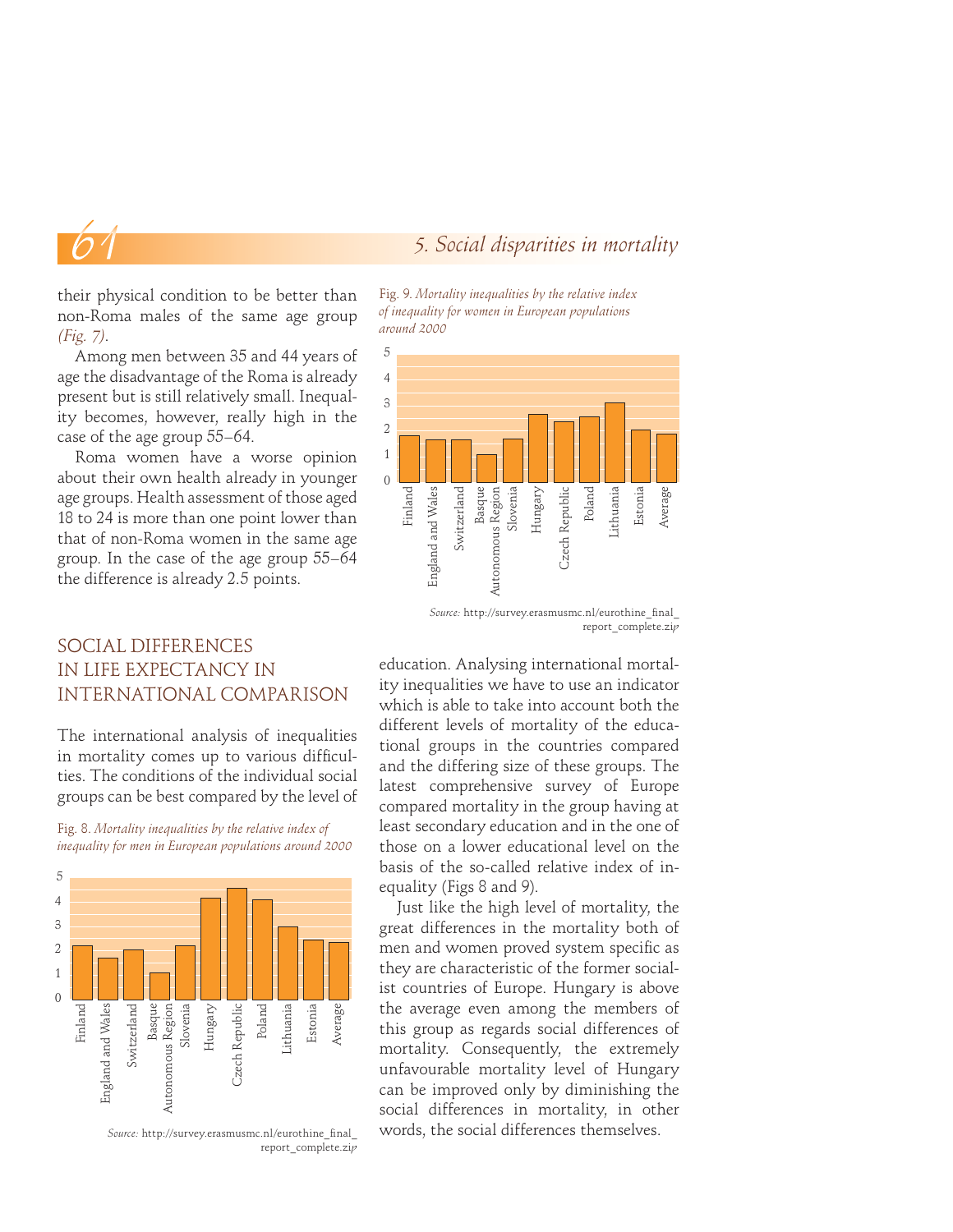their physical condition to be better than non-Roma males of the same age group *(Fig. 7)*.

Among men between 35 and 44 years of age the disadvantage of the Roma is already present but is still relatively small. Inequality becomes, however, really high in the case of the age group 55–64.

Roma women have a worse opinion about their own health already in younger age groups. Health assessment of those aged 18 to 24 is more than one point lower than that of non-Roma women in the same age group. In the case of the age group 55–64 the difference is already 2.5 points.

## SOCIAL DIFFERENCES IN LIFE EXPECTANCY IN INTERNATIONAL COMPARISON

The international analysis of inequalities in mortality comes up to various difficulties. The conditions of the individual social groups can be best compared by the level of education. Analysing international mortality inequalities we have to use an indicator which is able to take into account both the different levels of mortality of the educational groups in the countries compared and the differing size of these groups. The latest comprehensive survey of Europe compared mortality in the group having at least secondary education and in the one of those on a lower educational level on the basis of the so-called relative index of inequality (Figs 8 and 9).

Fig. 8. *Mortality inequalities by the relative index of inequality for men in European populations around 2000*

*Source:* http://survey.erasmusmc.nl/eurothine_final_report_complete.zip

Fig. 9. *Mortality inequalities by the relative index of inequality for women in European populations around 2000*

*Source:* http://survey.erasmusmc.nl/eurothine_final_report_complete.zip

Just like the high level of mortality, the great differences in the mortality both of men and women proved system specific as they are characteristic of the former socialist countries of Europe. Hungary is above the average even among the members of this group as regards social differences of mortality. Consequently, the extremely unfavourable mortality level of Hungary can be improved only by diminishing the social differences in mortality, in other words, the social differences themselves.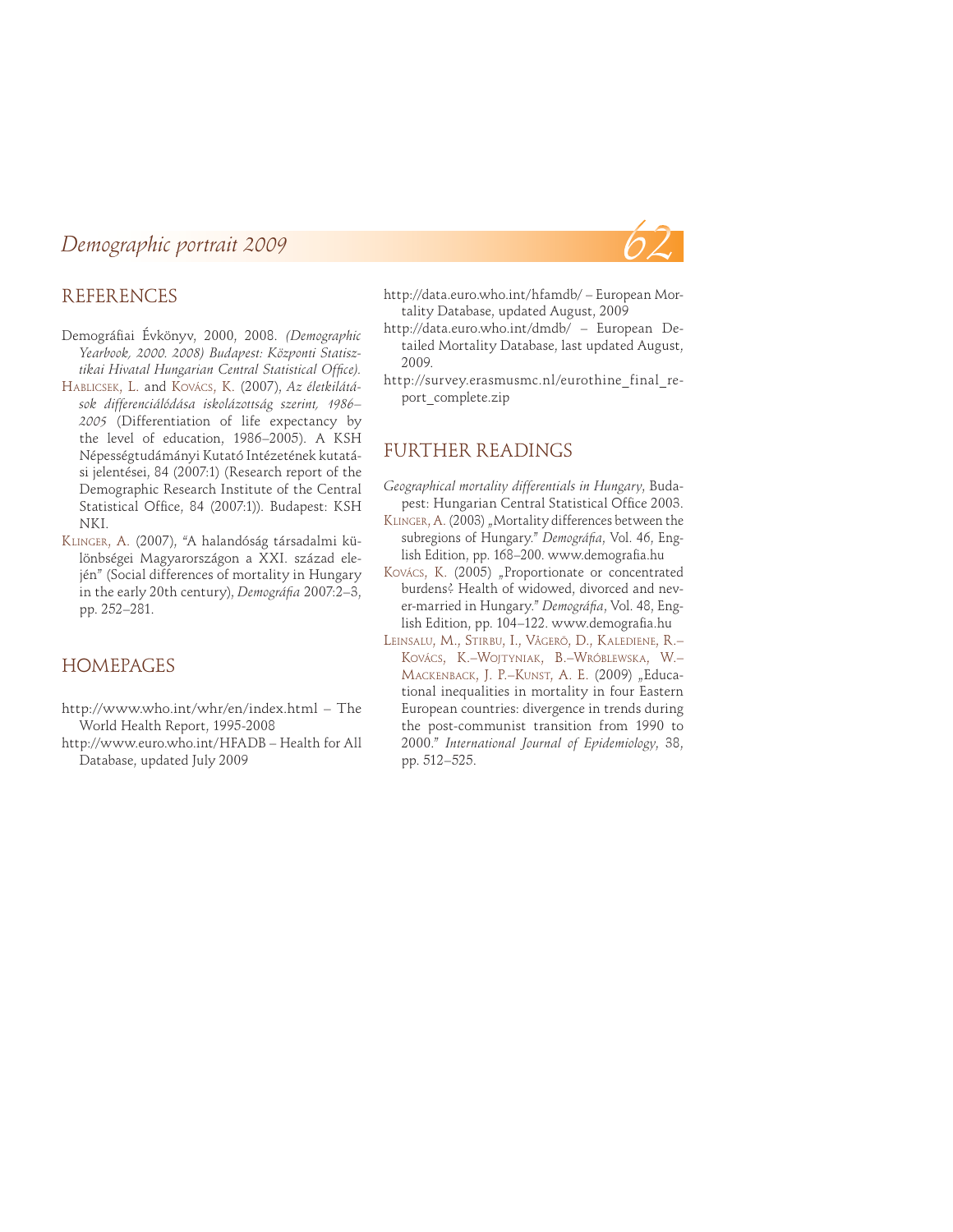## REFERENCES

Demográfiai Évkönyv, 2000, 2008. *(Demographic Yearbook, 2000. 2008) Budapest: Központi Statisztikai Hivatal Hungarian Central Statistical Office).*

HABLICSEK, L. and KOVÁCS, K. (2007), *Az életkilátások differenciálódása iskolázottság szerint, 1986–2005* (Differentiation of life expectancy by the level of education, 1986–2005). A KSH Népességtudámányi Kutató Intézetének kutatási jelentései, 84 (2007:1) (Research report of the Demographic Research Institute of the Central Statistical Office, 84 (2007:1)). Budapest: KSH NKI.

KLINGER, A. (2007), "A halandóság társadalmi különbségei Magyarországon a XXI. század elején" (Social differences of mortality in Hungary in the early 20th century), *Demográfia* 2007:2–3, pp. 252–281.

## HOMEPAGES

http://www.who.int/whr/en/index.html – The World Health Report, 1995-2008

http://www.euro.who.int/HFADB – Health for All Database, updated July 2009

http://data.euro.who.int/hfamdb/ – European Mortality Database, updated August, 2009

http://data.euro.who.int/dmdb/ – European Detailed Mortality Database, last updated August, 2009.

http://survey.erasmusmc.nl/eurothine_final_report_complete.zip

## FURTHER READINGS

*Geographical mortality differentials in Hungary*, Budapest: Hungarian Central Statistical Office 2003.

KLINGER, A. (2003) „Mortality differences between the subregions of Hungary." *Demográfia*, Vol. 46, English Edition, pp. 168–200. www.demografia.hu

KOVÁCS, K. (2005) „Proportionate or concentrated burdens? Health of widowed, divorced and never-married in Hungary." *Demográfia*, Vol. 48, English Edition, pp. 104–122. www.demografia.hu

LEINSALU, M., STIRBU, I., VÅGERÖ, D., KALEDIENE, R.–KOVÁCS, K.–WOJTYNIAK, B.–WRÓBLEWSKA, W.–MACKENBACK, J. P.–KUNST, A. E. (2009) „Educational inequalities in mortality in four Eastern European countries: divergence in trends during the post-communist transition from 1990 to 2000." *International Journal of Epidemiology*, 38, pp. 512–525.